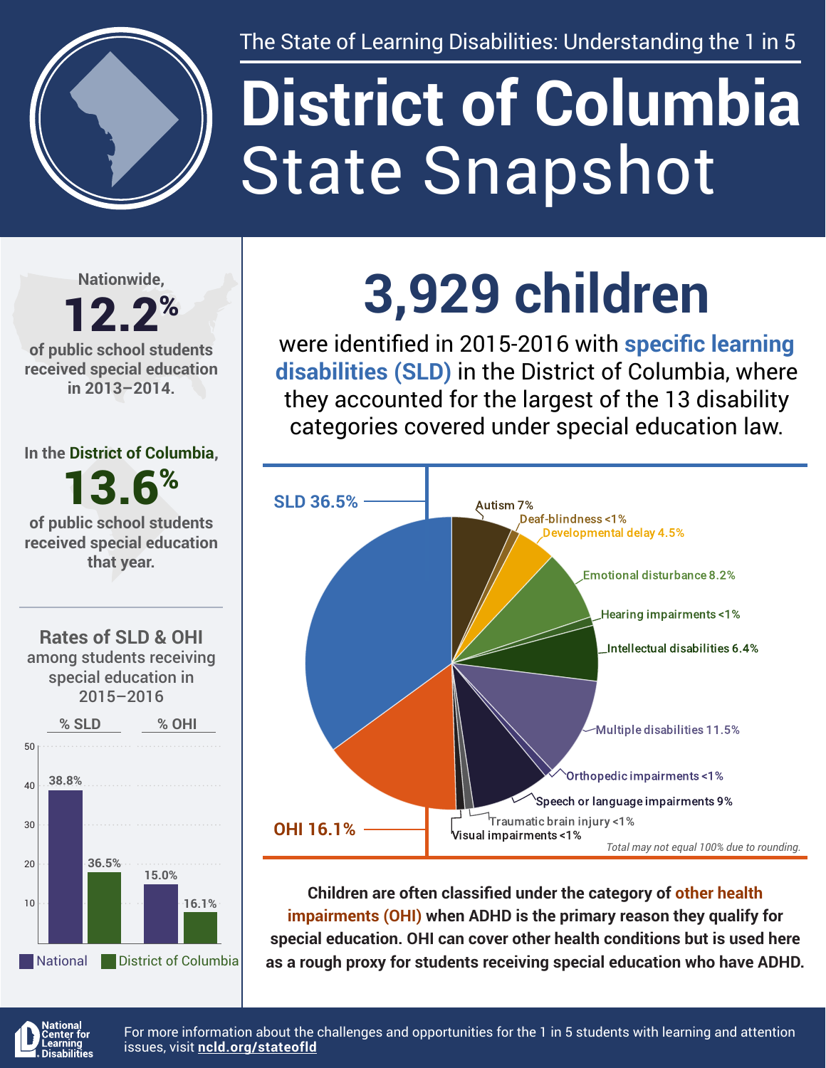The State of Learning Disabilities: Understanding the 1 in 5

# District of Columbia State Snapshot

Nationwide, **12.2%** of public school students received special education in 2013–2014.

In the District of Columbia, **13.6%** of public school students received special education that year.

## Rates of SLD & OHI among students receiving special education in 2015–2016

| | % SLD | % OHI |
|---|---|---|
| National | 38.8% | 15.0% |
| District of Columbia | 36.5% | 16.1% |

## 3,929 children

were identified in 2015-2016 with **specific learning disabilities (SLD)** in the District of Columbia, where they accounted for the largest of the 13 disability categories covered under special education law.

| Category | Percentage |
|---|---|
| SLD | 36.5% |
| OHI | 16.1% |
| Autism | 7% |
| Deaf-blindness | <1% |
| Developmental delay | 4.5% |
| Emotional disturbance | 8.2% |
| Hearing impairments | <1% |
| Intellectual disabilities | 6.4% |
| Multiple disabilities | 11.5% |
| Orthopedic impairments | <1% |
| Speech or language impairments | 9% |
| Traumatic brain injury | <1% |
| Visual impairments | <1% |

*Total may not equal 100% due to rounding.*

**Children are often classified under the category of other health impairments (OHI) when ADHD is the primary reason they qualify for special education. OHI can cover other health conditions but is used here as a rough proxy for students receiving special education who have ADHD.**

National Center for Learning Disabilities

For more information about the challenges and opportunities for the 1 in 5 students with learning and attention issues, visit **ncld.org/stateofld**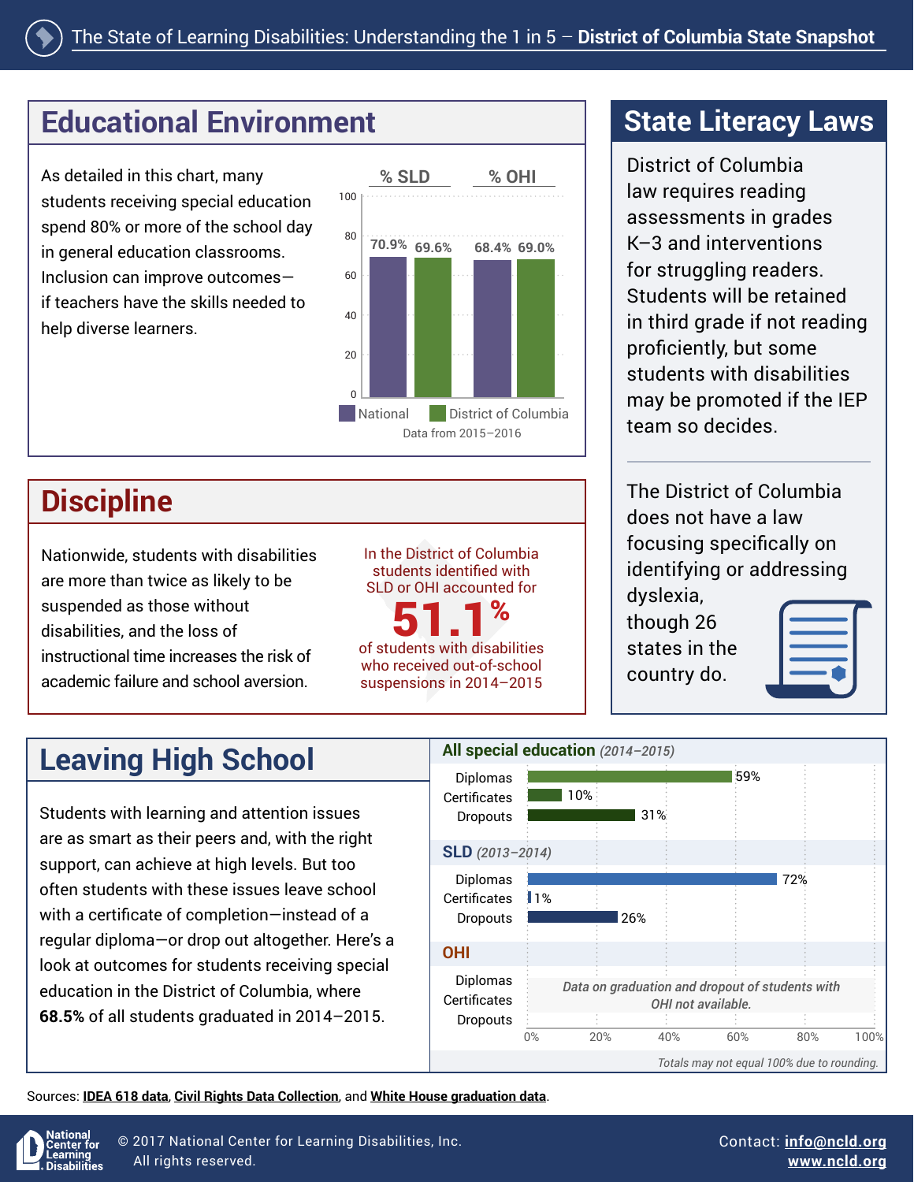# The State of Learning Disabilities: Understanding the 1 in 5 – District of Columbia State Snapshot

## Educational Environment

As detailed in this chart, many students receiving special education spend 80% or more of the school day in general education classrooms. Inclusion can improve outcomes—if teachers have the skills needed to help diverse learners.

% SLD
% OHI

100
80
60
40
20
0

70.9%
69.6%
68.4%
69.0%

National
District of Columbia

Data from 2015–2016

## State Literacy Laws

District of Columbia law requires reading assessments in grades K–3 and interventions for struggling readers. Students will be retained in third grade if not reading proficiently, but some students with disabilities may be promoted if the IEP team so decides.

The District of Columbia does not have a law focusing specifically on identifying or addressing dyslexia, though 26 states in the country do.

## Discipline

Nationwide, students with disabilities are more than twice as likely to be suspended as those without disabilities, and the loss of instructional time increases the risk of academic failure and school aversion.

In the District of Columbia students identified with SLD or OHI accounted for

**51.1%**

of students with disabilities who received out-of-school suspensions in 2014–2015

## Leaving High School

Students with learning and attention issues are as smart as their peers and, with the right support, can achieve at high levels. But too often students with these issues leave school with a certificate of completion—instead of a regular diploma—or drop out altogether. Here's a look at outcomes for students receiving special education in the District of Columbia, where **68.5%** of all students graduated in 2014–2015.

**All special education** *(2014–2015)*

Diplomas 59%
Certificates 10%
Dropouts 31%

**SLD** *(2013–2014)*

Diplomas 72%
Certificates 1%
Dropouts 26%

**OHI**

Diplomas
Certificates
Dropouts

*Data on graduation and dropout of students with OHI not available.*

0% 20% 40% 60% 80% 100%

*Totals may not equal 100% due to rounding.*

Sources: **IDEA 618 data**, **Civil Rights Data Collection**, and **White House graduation data**.

National Center for Learning Disabilities

© 2017 National Center for Learning Disabilities, Inc. All rights reserved.

Contact: **info@ncld.org**
**www.ncld.org**